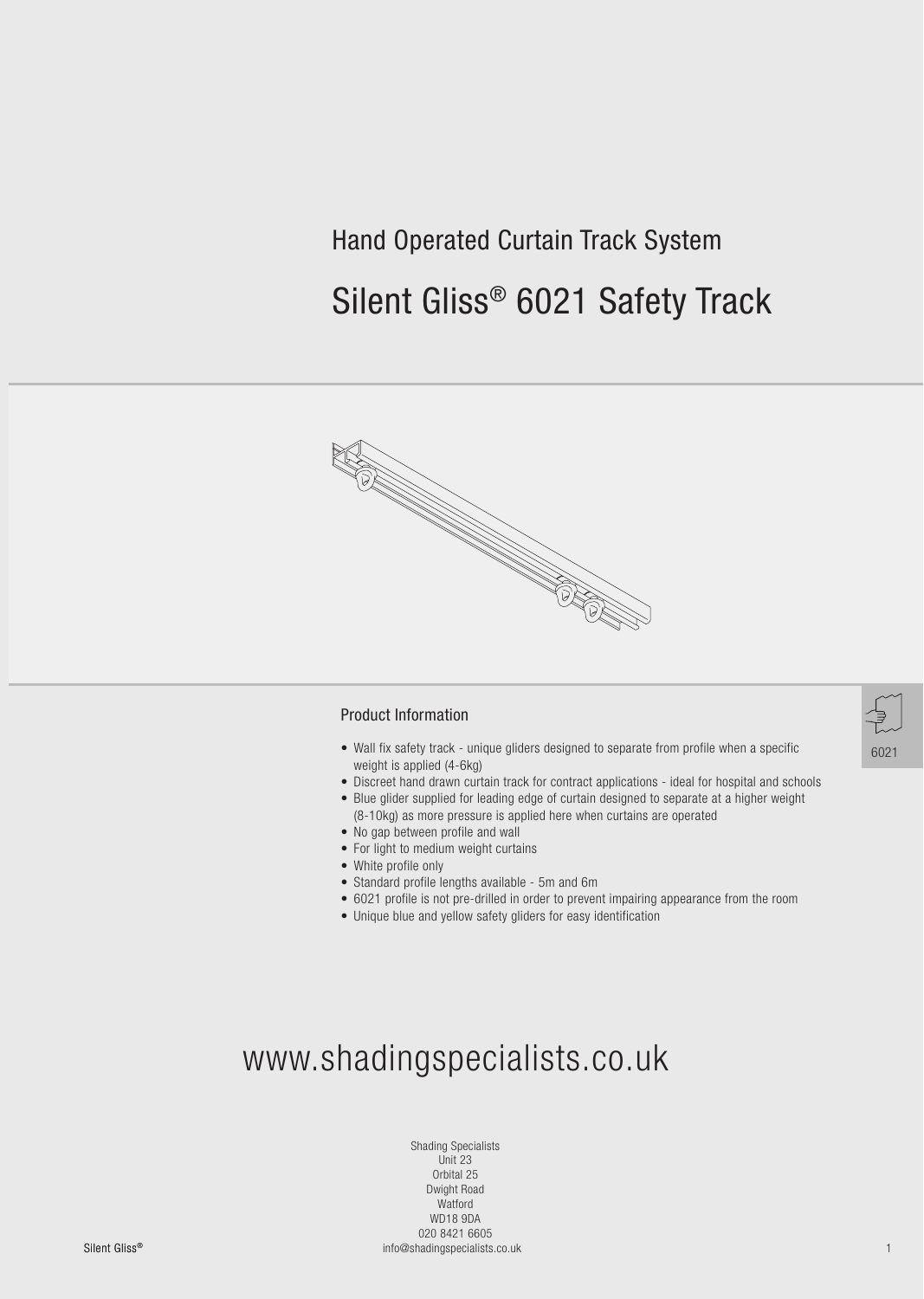## Hand Operated Curtain Track System

# Silent Gliss® 6021 Safety Track

6021

### Product Information

- Wall fix safety track - unique gliders designed to separate from profile when a specific weight is applied (4-6kg)
- Discreet hand drawn curtain track for contract applications - ideal for hospital and schools
- Blue glider supplied for leading edge of curtain designed to separate at a higher weight (8-10kg) as more pressure is applied here when curtains are operated
- No gap between profile and wall
- For light to medium weight curtains
- White profile only
- Standard profile lengths available - 5m and 6m
- 6021 profile is not pre-drilled in order to prevent impairing appearance from the room
- Unique blue and yellow safety gliders for easy identification

www.shadingspecialists.co.uk

Shading Specialists
Unit 23
Orbital 25
Dwight Road
Watford
WD18 9DA
020 8421 6605
info@shadingspecialists.co.uk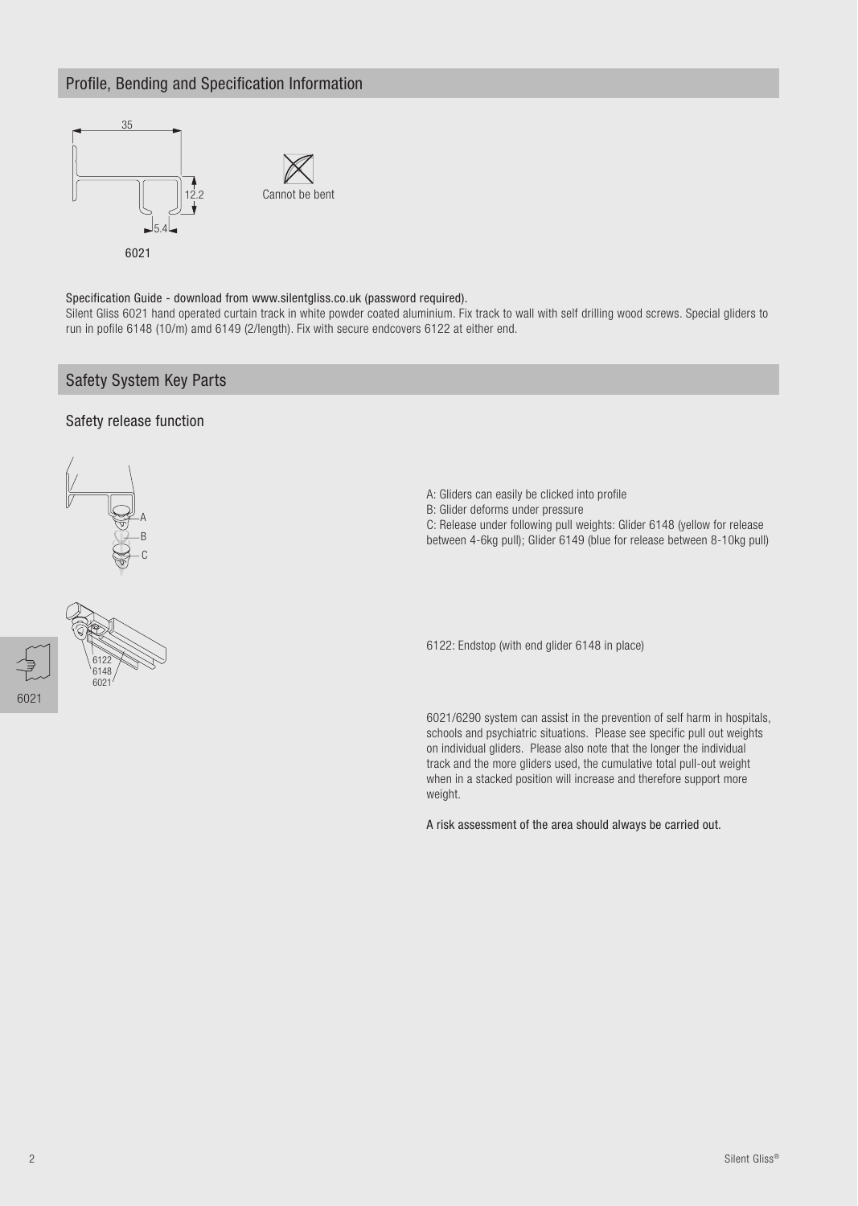## Profile, Bending and Specification Information

35

12.2

5.4

6021

Cannot be bent

Specification Guide - download from www.silentgliss.co.uk (password required).

Silent Gliss 6021 hand operated curtain track in white powder coated aluminium. Fix track to wall with self drilling wood screws. Special gliders to run in pofile 6148 (10/m) amd 6149 (2/length). Fix with secure endcovers 6122 at either end.

## Safety System Key Parts

### Safety release function

A: Gliders can easily be clicked into profile

B: Glider deforms under pressure

C: Release under following pull weights: Glider 6148 (yellow for release between 4-6kg pull); Glider 6149 (blue for release between 8-10kg pull)

6122: Endstop (with end glider 6148 in place)

6021/6290 system can assist in the prevention of self harm in hospitals, schools and psychiatric situations. Please see specific pull out weights on individual gliders. Please also note that the longer the individual track and the more gliders used, the cumulative total pull-out weight when in a stacked position will increase and therefore support more weight.

A risk assessment of the area should always be carried out.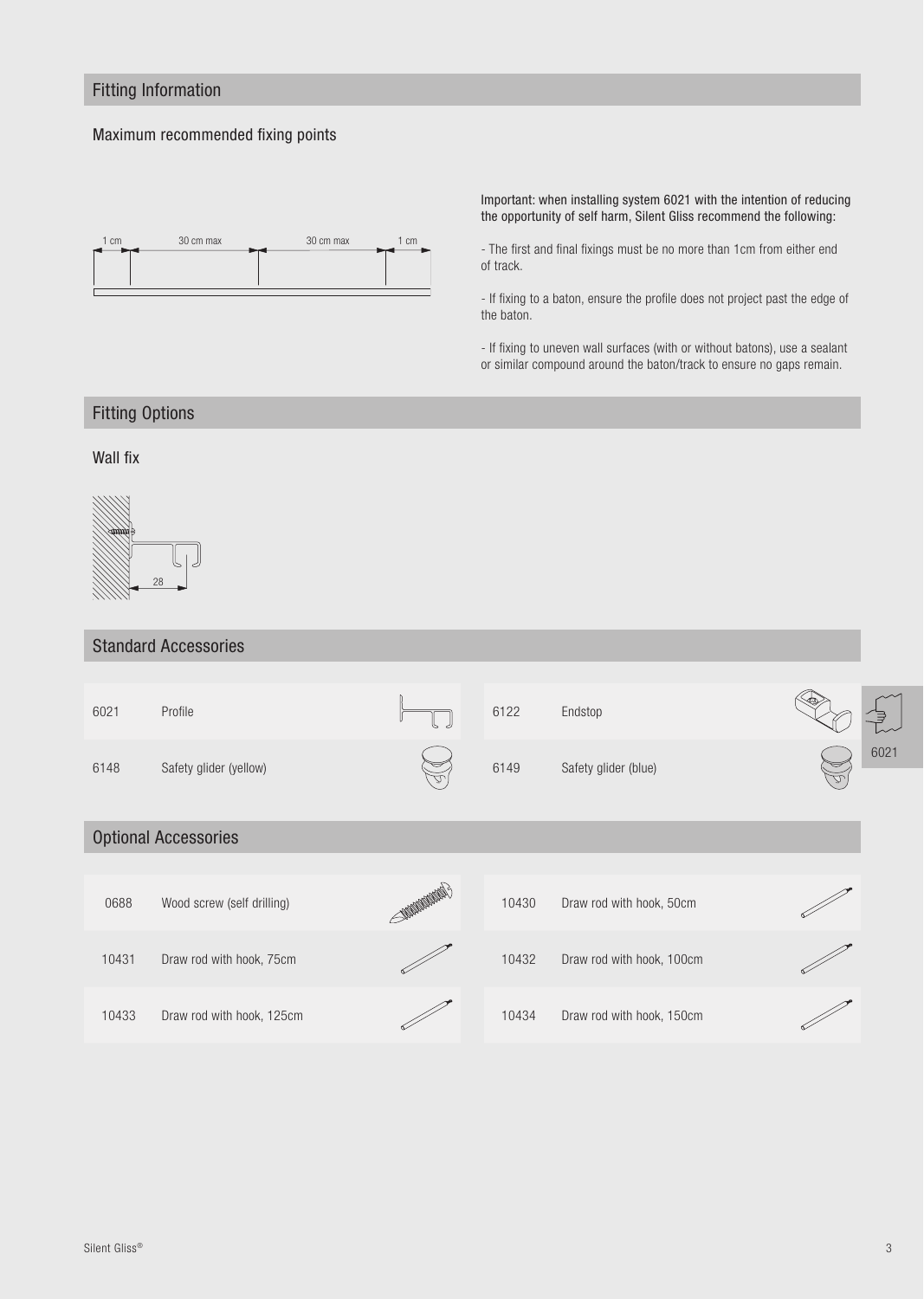## Fitting Information

### Maximum recommended fixing points

1 cm | 30 cm max | 30 cm max | 1 cm

Important: when installing system 6021 with the intention of reducing the opportunity of self harm, Silent Gliss recommend the following:

- The first and final fixings must be no more than 1cm from either end of track.

- If fixing to a baton, ensure the profile does not project past the edge of the baton.

- If fixing to uneven wall surfaces (with or without batons), use a sealant or similar compound around the baton/track to ensure no gaps remain.

## Fitting Options

### Wall fix

28

## Standard Accessories

| | | | |
|---|---|---|---|
| 6021 | Profile | 6122 | Endstop |
| 6148 | Safety glider (yellow) | 6149 | Safety glider (blue) |

## Optional Accessories

| | | | |
|---|---|---|---|
| 0688 | Wood screw (self drilling) | 10430 | Draw rod with hook, 50cm |
| 10431 | Draw rod with hook, 75cm | 10432 | Draw rod with hook, 100cm |
| 10433 | Draw rod with hook, 125cm | 10434 | Draw rod with hook, 150cm |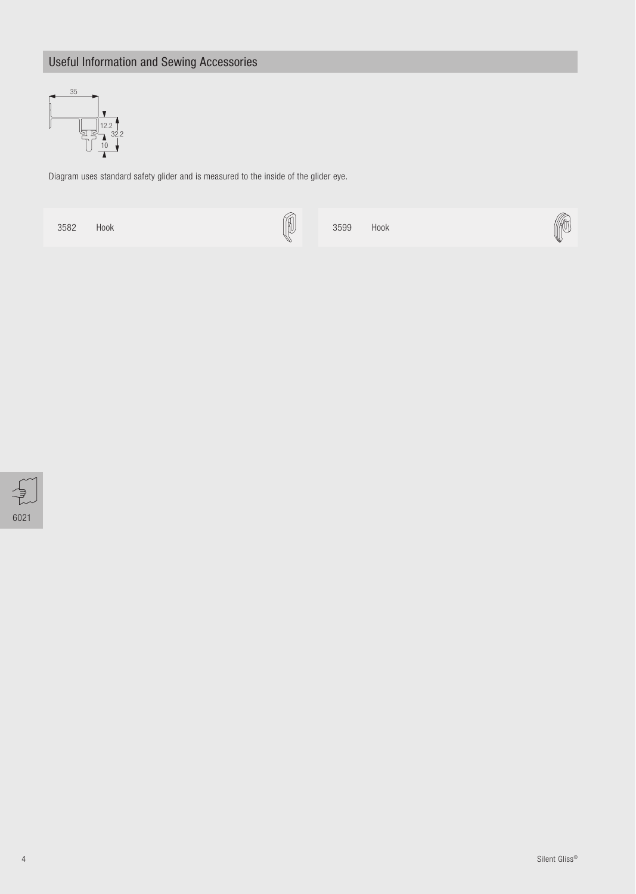## Useful Information and Sewing Accessories

35

12.2

32.2

10

Diagram uses standard safety glider and is measured to the inside of the glider eye.

| | |
|---|---|
| 3582 | Hook |
| 3599 | Hook |

6021